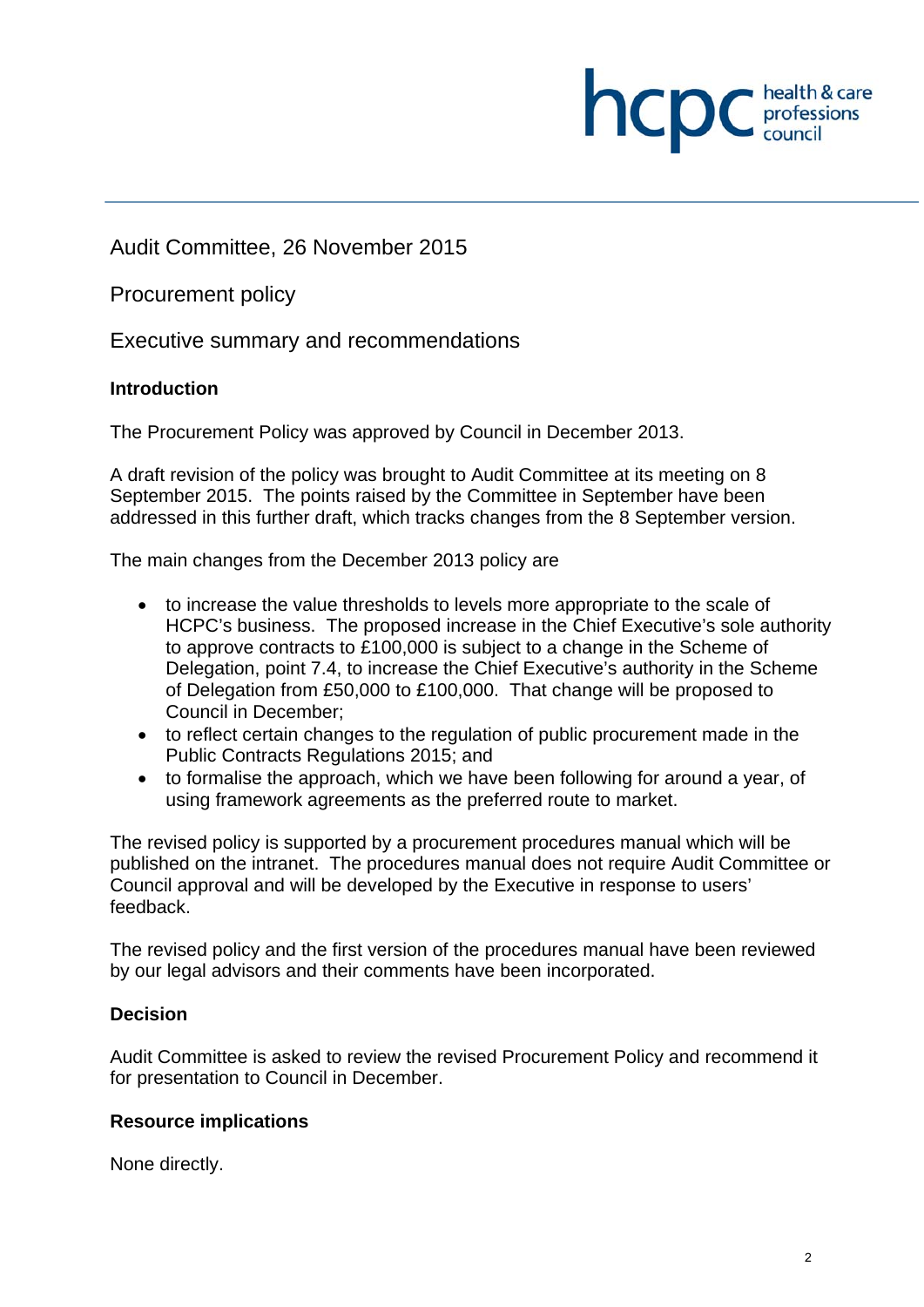Audit Committee, 26 November 2015

Procurement policy

Executive summary and recommendations

**Introduction**

The Procurement Policy was approved by Council in December 2013.

A draft revision of the policy was brought to Audit Committee at its meeting on 8 September 2015. The points raised by the Committee in September have been addressed in this further draft, which tracks changes from the 8 September version.

The main changes from the December 2013 policy are

- to increase the value thresholds to levels more appropriate to the scale of HCPC's business. The proposed increase in the Chief Executive's sole authority to approve contracts to £100,000 is subject to a change in the Scheme of Delegation, point 7.4, to increase the Chief Executive's authority in the Scheme of Delegation from £50,000 to £100,000. That change will be proposed to Council in December;
- to reflect certain changes to the regulation of public procurement made in the Public Contracts Regulations 2015; and
- to formalise the approach, which we have been following for around a year, of using framework agreements as the preferred route to market.

The revised policy is supported by a procurement procedures manual which will be published on the intranet. The procedures manual does not require Audit Committee or Council approval and will be developed by the Executive in response to users' feedback.

The revised policy and the first version of the procedures manual have been reviewed by our legal advisors and their comments have been incorporated.

**Decision**

Audit Committee is asked to review the revised Procurement Policy and recommend it for presentation to Council in December.

**Resource implications**

None directly.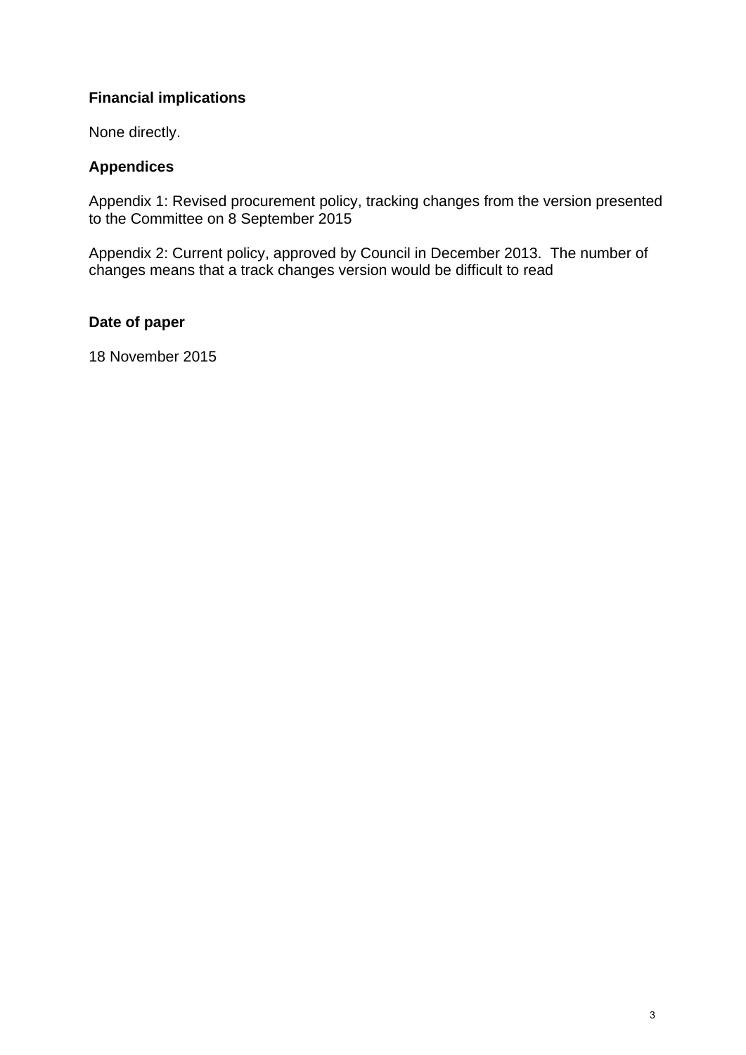### Financial implications

None directly.

### Appendices

Appendix 1: Revised procurement policy, tracking changes from the version presented to the Committee on 8 September 2015

Appendix 2: Current policy, approved by Council in December 2013. The number of changes means that a track changes version would be difficult to read

### Date of paper

18 November 2015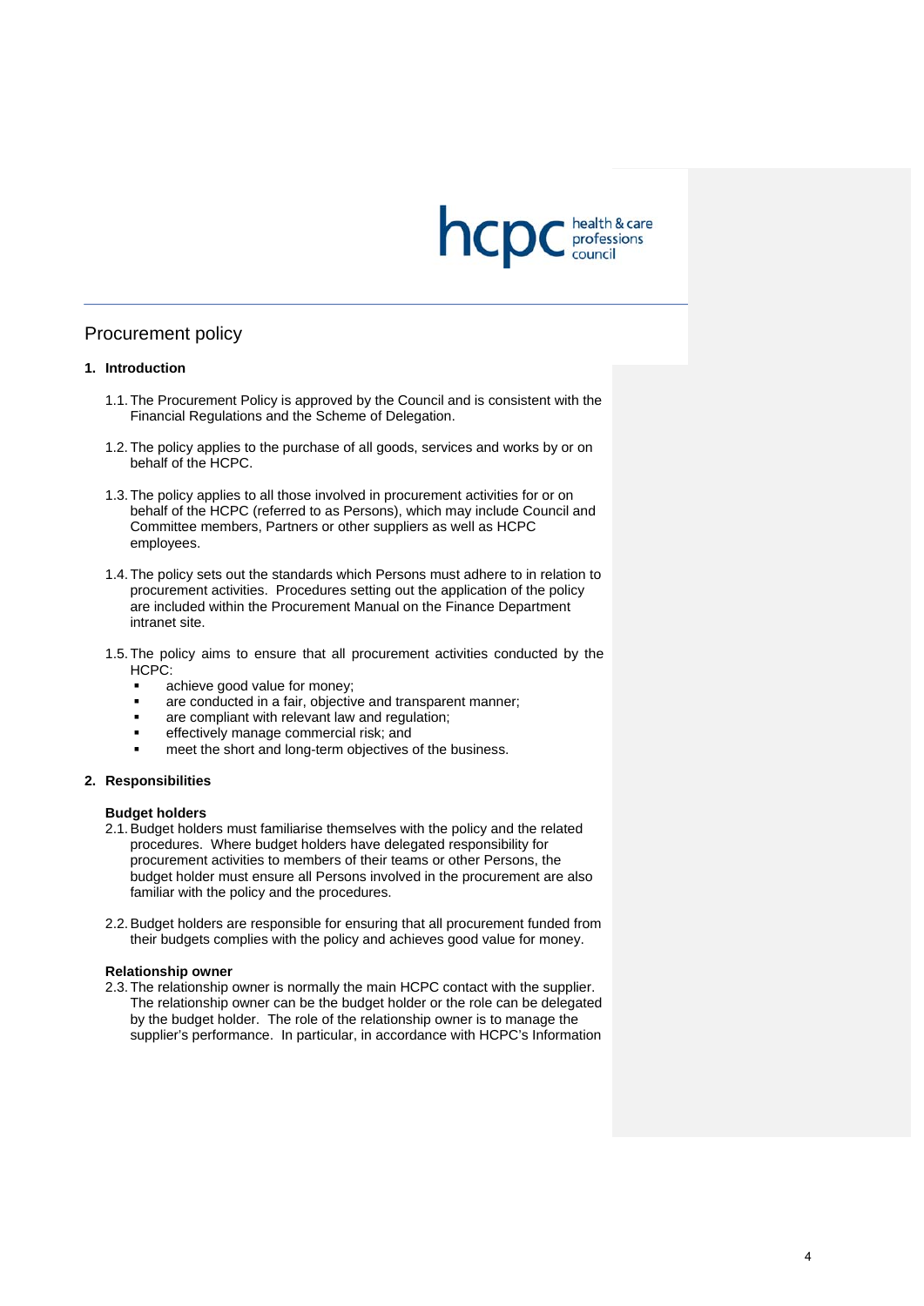# Procurement policy

## 1. Introduction

1.1. The Procurement Policy is approved by the Council and is consistent with the Financial Regulations and the Scheme of Delegation.

1.2. The policy applies to the purchase of all goods, services and works by or on behalf of the HCPC.

1.3. The policy applies to all those involved in procurement activities for or on behalf of the HCPC (referred to as Persons), which may include Council and Committee members, Partners or other suppliers as well as HCPC employees.

1.4. The policy sets out the standards which Persons must adhere to in relation to procurement activities. Procedures setting out the application of the policy are included within the Procurement Manual on the Finance Department intranet site.

1.5. The policy aims to ensure that all procurement activities conducted by the HCPC:

- achieve good value for money;
- are conducted in a fair, objective and transparent manner;
- are compliant with relevant law and regulation;
- effectively manage commercial risk; and
- meet the short and long-term objectives of the business.

## 2. Responsibilities

**Budget holders**

2.1. Budget holders must familiarise themselves with the policy and the related procedures. Where budget holders have delegated responsibility for procurement activities to members of their teams or other Persons, the budget holder must ensure all Persons involved in the procurement are also familiar with the policy and the procedures.

2.2. Budget holders are responsible for ensuring that all procurement funded from their budgets complies with the policy and achieves good value for money.

**Relationship owner**

2.3. The relationship owner is normally the main HCPC contact with the supplier. The relationship owner can be the budget holder or the role can be delegated by the budget holder. The role of the relationship owner is to manage the supplier's performance. In particular, in accordance with HCPC's Information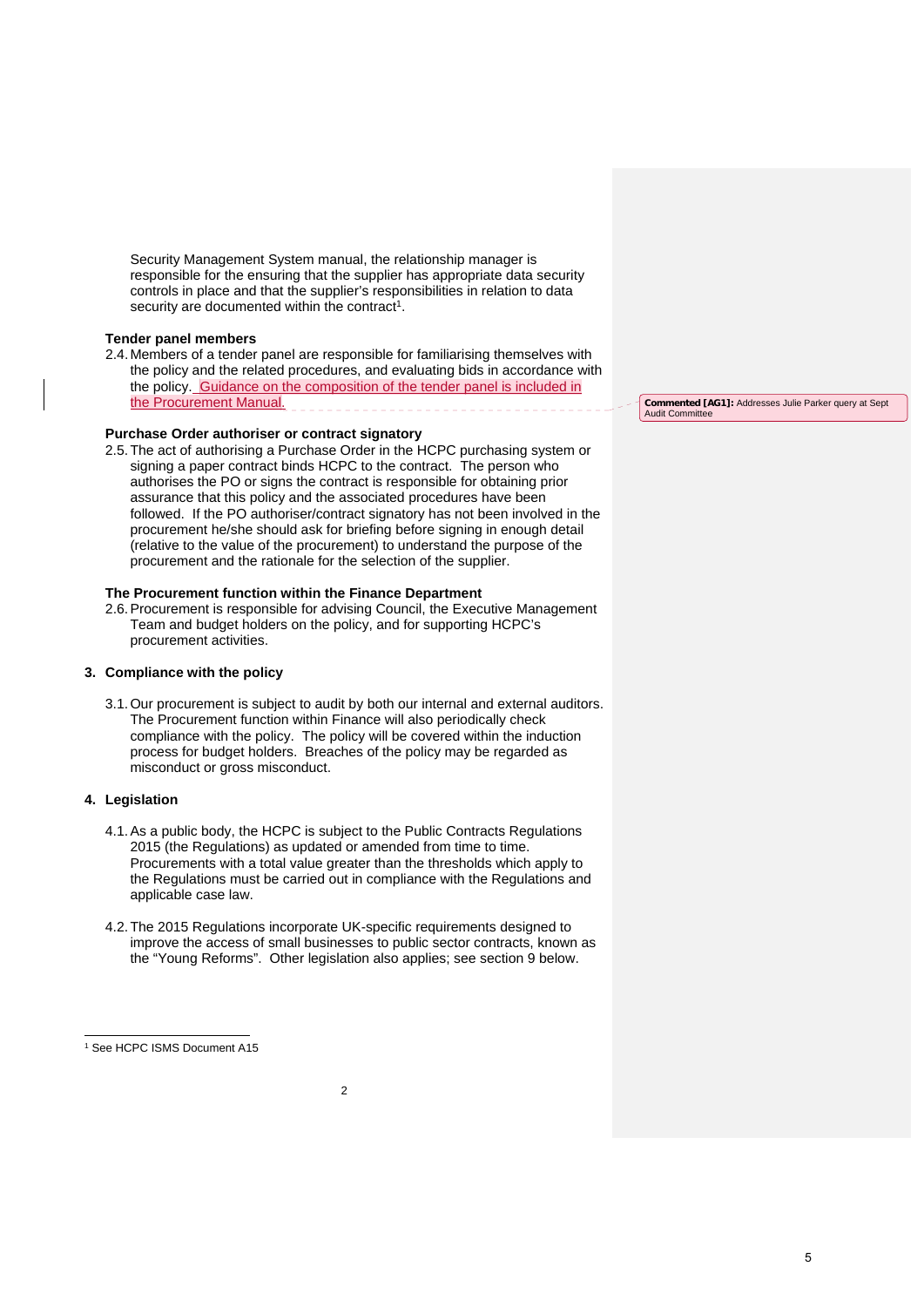Security Management System manual, the relationship manager is responsible for the ensuring that the supplier has appropriate data security controls in place and that the supplier's responsibilities in relation to data security are documented within the contract[1].

**Tender panel members**

2.4. Members of a tender panel are responsible for familiarising themselves with the policy and the related procedures, and evaluating bids in accordance with the policy. Guidance on the composition of the tender panel is included in the Procurement Manual.

**Commented [AG1]:** Addresses Julie Parker query at Sept Audit Committee

**Purchase Order authoriser or contract signatory**

2.5. The act of authorising a Purchase Order in the HCPC purchasing system or signing a paper contract binds HCPC to the contract. The person who authorises the PO or signs the contract is responsible for obtaining prior assurance that this policy and the associated procedures have been followed. If the PO authoriser/contract signatory has not been involved in the procurement he/she should ask for briefing before signing in enough detail (relative to the value of the procurement) to understand the purpose of the procurement and the rationale for the selection of the supplier.

**The Procurement function within the Finance Department**

2.6. Procurement is responsible for advising Council, the Executive Management Team and budget holders on the policy, and for supporting HCPC's procurement activities.

## 3. Compliance with the policy

3.1. Our procurement is subject to audit by both our internal and external auditors. The Procurement function within Finance will also periodically check compliance with the policy. The policy will be covered within the induction process for budget holders. Breaches of the policy may be regarded as misconduct or gross misconduct.

## 4. Legislation

4.1. As a public body, the HCPC is subject to the Public Contracts Regulations 2015 (the Regulations) as updated or amended from time to time. Procurements with a total value greater than the thresholds which apply to the Regulations must be carried out in compliance with the Regulations and applicable case law.

4.2. The 2015 Regulations incorporate UK-specific requirements designed to improve the access of small businesses to public sector contracts, known as the "Young Reforms". Other legislation also applies; see section 9 below.

[1] See HCPC ISMS Document A15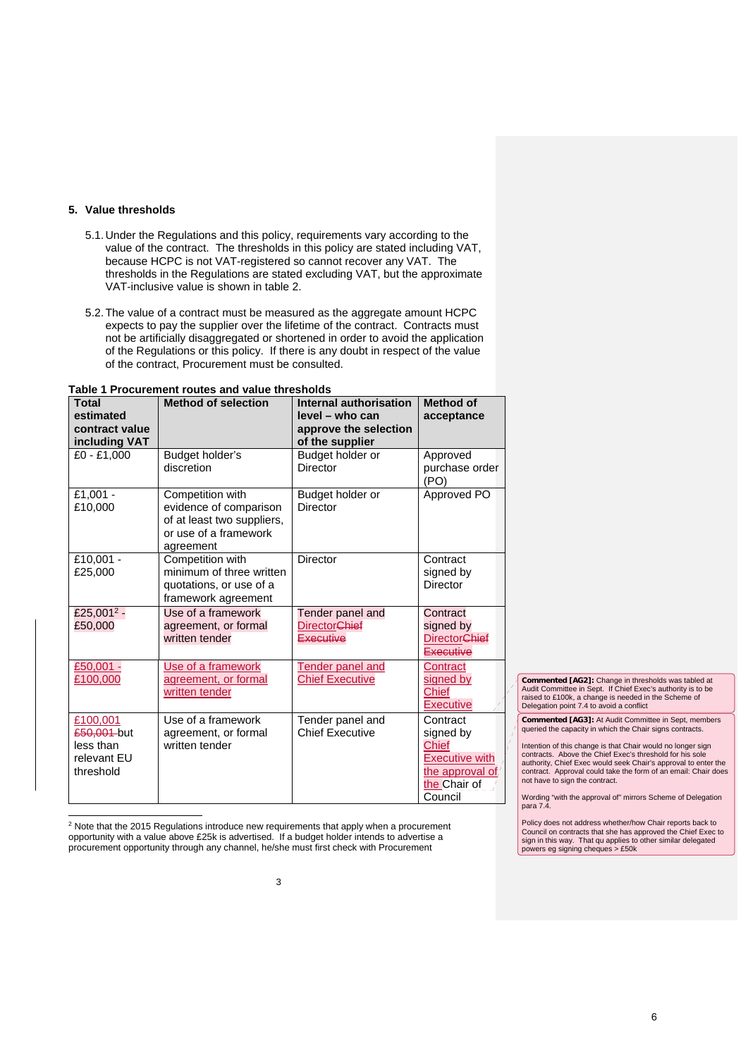## 5. Value thresholds

5.1. Under the Regulations and this policy, requirements vary according to the value of the contract. The thresholds in this policy are stated including VAT, because HCPC is not VAT-registered so cannot recover any VAT. The thresholds in the Regulations are stated excluding VAT, but the approximate VAT-inclusive value is shown in table 2.

5.2. The value of a contract must be measured as the aggregate amount HCPC expects to pay the supplier over the lifetime of the contract. Contracts must not be artificially disaggregated or shortened in order to avoid the application of the Regulations or this policy. If there is any doubt in respect of the value of the contract, Procurement must be consulted.

**Table 1 Procurement routes and value thresholds**

| Total estimated contract value including VAT | Method of selection | Internal authorisation level – who can approve the selection of the supplier | Method of acceptance |
|---|---|---|---|
| £0 - £1,000 | Budget holder's discretion | Budget holder or Director | Approved purchase order (PO) |
| £1,001 - £10,000 | Competition with evidence of comparison of at least two suppliers, or use of a framework agreement | Budget holder or Director | Approved PO |
| £10,001 - £25,000 | Competition with minimum of three written quotations, or use of a framework agreement | Director | Contract signed by Director |
| £25,001[2] - £50,000 | Use of a framework agreement, or formal written tender | Tender panel and Director~~Chief Executive~~ | Contract signed by Director~~Chief Executive~~ |
| £50,001 - £100,000 | Use of a framework agreement, or formal written tender | Tender panel and Chief Executive | Contract signed by Chief Executive |
| £100,001 ~~£50,001~~ but less than relevant EU threshold | Use of a framework agreement, or formal written tender | Tender panel and Chief Executive | Contract signed by Chief Executive with the approval of the Chair of Council |

[2] Note that the 2015 Regulations introduce new requirements that apply when a procurement opportunity with a value above £25k is advertised. If a budget holder intends to advertise a procurement opportunity through any channel, he/she must first check with Procurement

**Commented [AG2]:** Change in thresholds was tabled at Audit Committee in Sept. If Chief Exec's authority is to be raised to £100k, a change is needed in the Scheme of Delegation point 7.4 to avoid a conflict

**Commented [AG3]:** At Audit Committee in Sept, members queried the capacity in which the Chair signs contracts.

Intention of this change is that Chair would no longer sign contracts. Above the Chief Exec's threshold for his sole authority, Chief Exec would seek Chair's approval to enter the contract. Approval could take the form of an email: Chair does not have to sign the contract.

Wording "with the approval of" mirrors Scheme of Delegation para 7.4.

Policy does not address whether/how Chair reports back to Council on contracts that she has approved the Chief Exec to sign in this way. That qu applies to other similar delegated powers eg signing cheques > £50k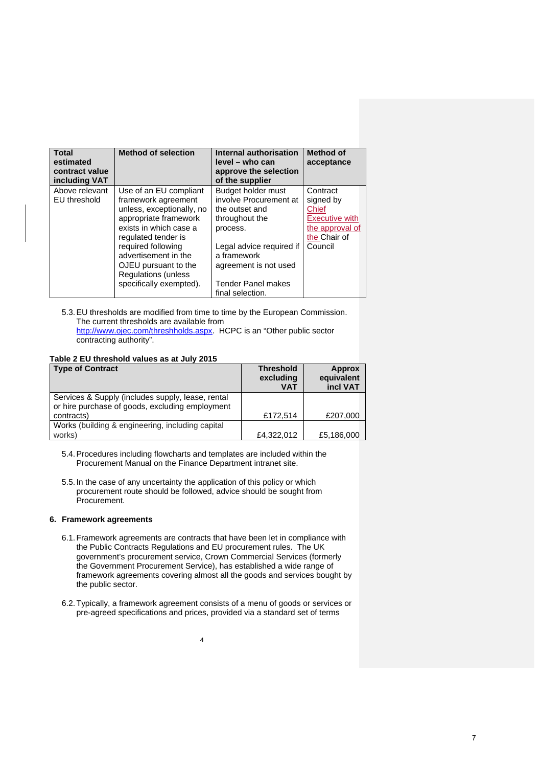| Total estimated contract value including VAT | Method of selection | Internal authorisation level – who can approve the selection of the supplier | Method of acceptance |
|---|---|---|---|
| Above relevant EU threshold | Use of an EU compliant framework agreement unless, exceptionally, no appropriate framework exists in which case a regulated tender is required following advertisement in the OJEU pursuant to the Regulations (unless specifically exempted). | Budget holder must involve Procurement at the outset and throughout the process.<br><br>Legal advice required if a framework agreement is not used<br><br>Tender Panel makes final selection. | Contract signed by Chief Executive with the approval of the Chair of Council |

5.3. EU thresholds are modified from time to time by the European Commission. The current thresholds are available from http://www.ojec.com/threshholds.aspx. HCPC is an "Other public sector contracting authority".

**Table 2 EU threshold values as at July 2015**

| Type of Contract | Threshold excluding VAT | Approx equivalent incl VAT |
|---|---|---|
| Services & Supply (includes supply, lease, rental or hire purchase of goods, excluding employment contracts) | £172,514 | £207,000 |
| Works (building & engineering, including capital works) | £4,322,012 | £5,186,000 |

5.4. Procedures including flowcharts and templates are included within the Procurement Manual on the Finance Department intranet site.

5.5. In the case of any uncertainty the application of this policy or which procurement route should be followed, advice should be sought from Procurement.

## 6. Framework agreements

6.1. Framework agreements are contracts that have been let in compliance with the Public Contracts Regulations and EU procurement rules. The UK government's procurement service, Crown Commercial Services (formerly the Government Procurement Service), has established a wide range of framework agreements covering almost all the goods and services bought by the public sector.

6.2. Typically, a framework agreement consists of a menu of goods or services or pre-agreed specifications and prices, provided via a standard set of terms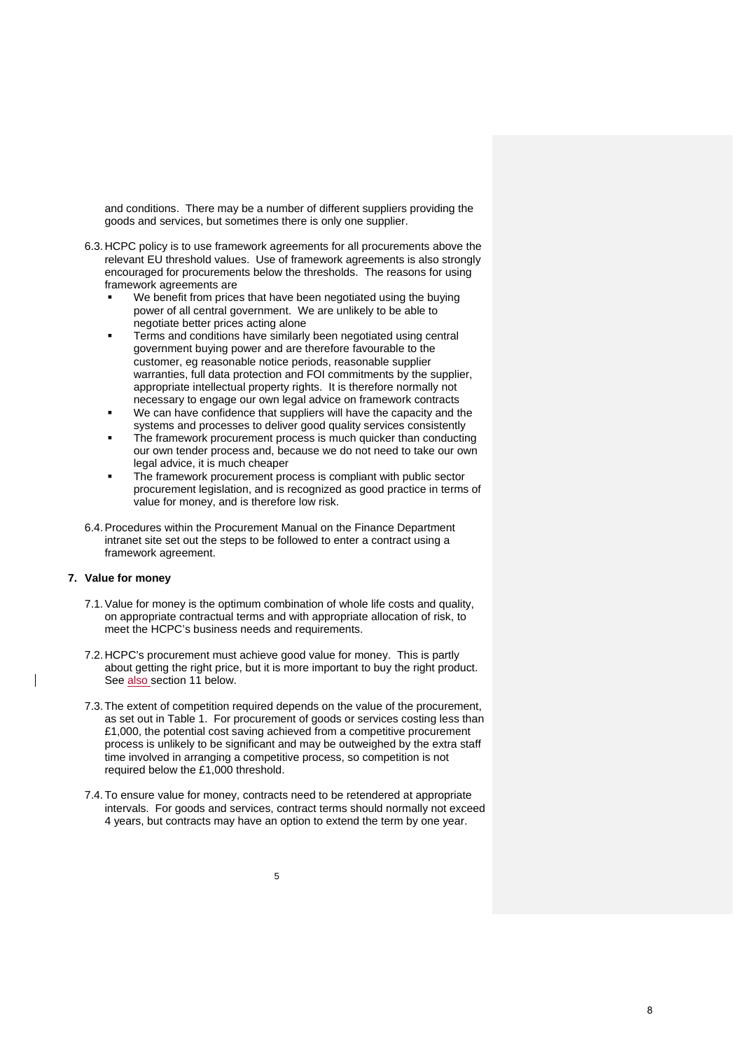and conditions. There may be a number of different suppliers providing the goods and services, but sometimes there is only one supplier.

6.3. HCPC policy is to use framework agreements for all procurements above the relevant EU threshold values. Use of framework agreements is also strongly encouraged for procurements below the thresholds. The reasons for using framework agreements are

- We benefit from prices that have been negotiated using the buying power of all central government. We are unlikely to be able to negotiate better prices acting alone
- Terms and conditions have similarly been negotiated using central government buying power and are therefore favourable to the customer, eg reasonable notice periods, reasonable supplier warranties, full data protection and FOI commitments by the supplier, appropriate intellectual property rights. It is therefore normally not necessary to engage our own legal advice on framework contracts
- We can have confidence that suppliers will have the capacity and the systems and processes to deliver good quality services consistently
- The framework procurement process is much quicker than conducting our own tender process and, because we do not need to take our own legal advice, it is much cheaper
- The framework procurement process is compliant with public sector procurement legislation, and is recognized as good practice in terms of value for money, and is therefore low risk.

6.4. Procedures within the Procurement Manual on the Finance Department intranet site set out the steps to be followed to enter a contract using a framework agreement.

## 7. Value for money

7.1. Value for money is the optimum combination of whole life costs and quality, on appropriate contractual terms and with appropriate allocation of risk, to meet the HCPC's business needs and requirements.

7.2. HCPC's procurement must achieve good value for money. This is partly about getting the right price, but it is more important to buy the right product. See also section 11 below.

7.3. The extent of competition required depends on the value of the procurement, as set out in Table 1. For procurement of goods or services costing less than £1,000, the potential cost saving achieved from a competitive procurement process is unlikely to be significant and may be outweighed by the extra staff time involved in arranging a competitive process, so competition is not required below the £1,000 threshold.

7.4. To ensure value for money, contracts need to be retendered at appropriate intervals. For goods and services, contract terms should normally not exceed 4 years, but contracts may have an option to extend the term by one year.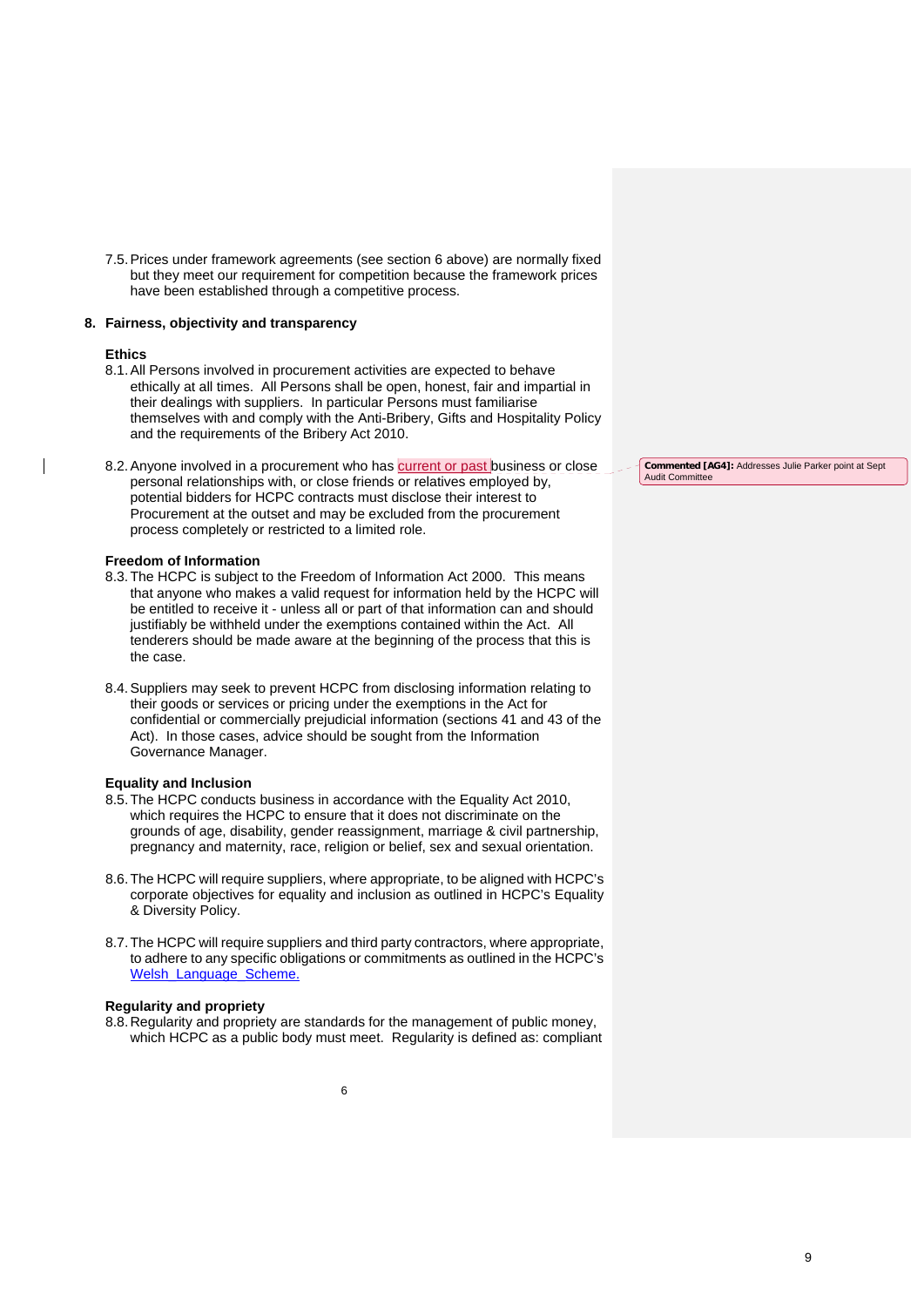7.5. Prices under framework agreements (see section 6 above) are normally fixed but they meet our requirement for competition because the framework prices have been established through a competitive process.

## 8. Fairness, objectivity and transparency

### Ethics

8.1. All Persons involved in procurement activities are expected to behave ethically at all times. All Persons shall be open, honest, fair and impartial in their dealings with suppliers. In particular Persons must familiarise themselves with and comply with the Anti-Bribery, Gifts and Hospitality Policy and the requirements of the Bribery Act 2010.

8.2. Anyone involved in a procurement who has current or past business or close personal relationships with, or close friends or relatives employed by, potential bidders for HCPC contracts must disclose their interest to Procurement at the outset and may be excluded from the procurement process completely or restricted to a limited role.

**Commented [AG4]:** Addresses Julie Parker point at Sept Audit Committee

### Freedom of Information

8.3. The HCPC is subject to the Freedom of Information Act 2000. This means that anyone who makes a valid request for information held by the HCPC will be entitled to receive it - unless all or part of that information can and should justifiably be withheld under the exemptions contained within the Act. All tenderers should be made aware at the beginning of the process that this is the case.

8.4. Suppliers may seek to prevent HCPC from disclosing information relating to their goods or services or pricing under the exemptions in the Act for confidential or commercially prejudicial information (sections 41 and 43 of the Act). In those cases, advice should be sought from the Information Governance Manager.

### Equality and Inclusion

8.5. The HCPC conducts business in accordance with the Equality Act 2010, which requires the HCPC to ensure that it does not discriminate on the grounds of age, disability, gender reassignment, marriage & civil partnership, pregnancy and maternity, race, religion or belief, sex and sexual orientation.

8.6. The HCPC will require suppliers, where appropriate, to be aligned with HCPC's corporate objectives for equality and inclusion as outlined in HCPC's Equality & Diversity Policy.

8.7. The HCPC will require suppliers and third party contractors, where appropriate, to adhere to any specific obligations or commitments as outlined in the HCPC's Welsh Language Scheme.

### Regularity and propriety

8.8. Regularity and propriety are standards for the management of public money, which HCPC as a public body must meet. Regularity is defined as: compliant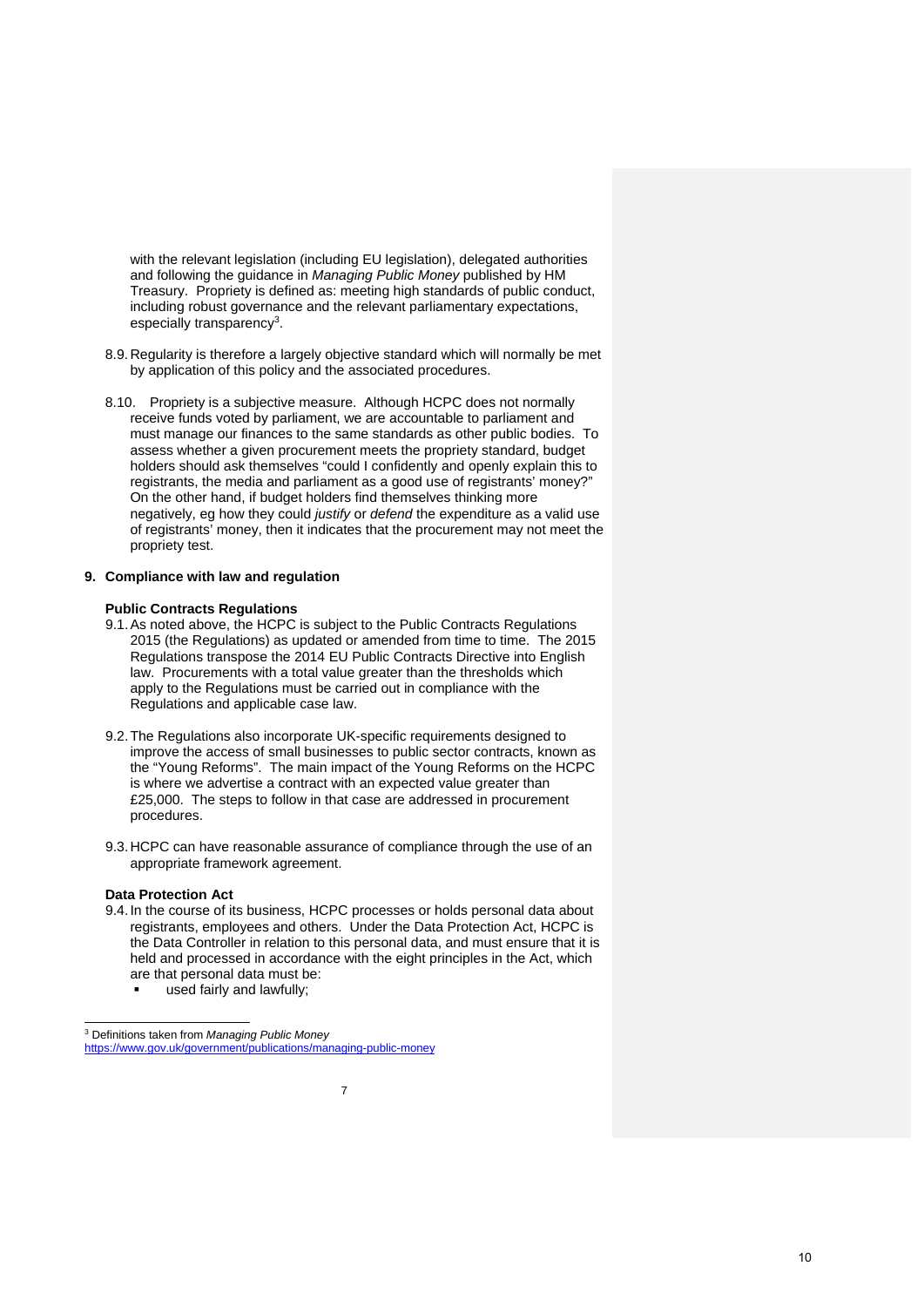with the relevant legislation (including EU legislation), delegated authorities and following the guidance in *Managing Public Money* published by HM Treasury. Propriety is defined as: meeting high standards of public conduct, including robust governance and the relevant parliamentary expectations, especially transparency[3].

8.9. Regularity is therefore a largely objective standard which will normally be met by application of this policy and the associated procedures.

8.10. Propriety is a subjective measure. Although HCPC does not normally receive funds voted by parliament, we are accountable to parliament and must manage our finances to the same standards as other public bodies. To assess whether a given procurement meets the propriety standard, budget holders should ask themselves "could I confidently and openly explain this to registrants, the media and parliament as a good use of registrants' money?" On the other hand, if budget holders find themselves thinking more negatively, eg how they could *justify* or *defend* the expenditure as a valid use of registrants' money, then it indicates that the procurement may not meet the propriety test.

## 9. Compliance with law and regulation

### Public Contracts Regulations

9.1. As noted above, the HCPC is subject to the Public Contracts Regulations 2015 (the Regulations) as updated or amended from time to time. The 2015 Regulations transpose the 2014 EU Public Contracts Directive into English law. Procurements with a total value greater than the thresholds which apply to the Regulations must be carried out in compliance with the Regulations and applicable case law.

9.2. The Regulations also incorporate UK-specific requirements designed to improve the access of small businesses to public sector contracts, known as the "Young Reforms". The main impact of the Young Reforms on the HCPC is where we advertise a contract with an expected value greater than £25,000. The steps to follow in that case are addressed in procurement procedures.

9.3. HCPC can have reasonable assurance of compliance through the use of an appropriate framework agreement.

### Data Protection Act

9.4. In the course of its business, HCPC processes or holds personal data about registrants, employees and others. Under the Data Protection Act, HCPC is the Data Controller in relation to this personal data, and must ensure that it is held and processed in accordance with the eight principles in the Act, which are that personal data must be:

- used fairly and lawfully;

---

[3] Definitions taken from *Managing Public Money* https://www.gov.uk/government/publications/managing-public-money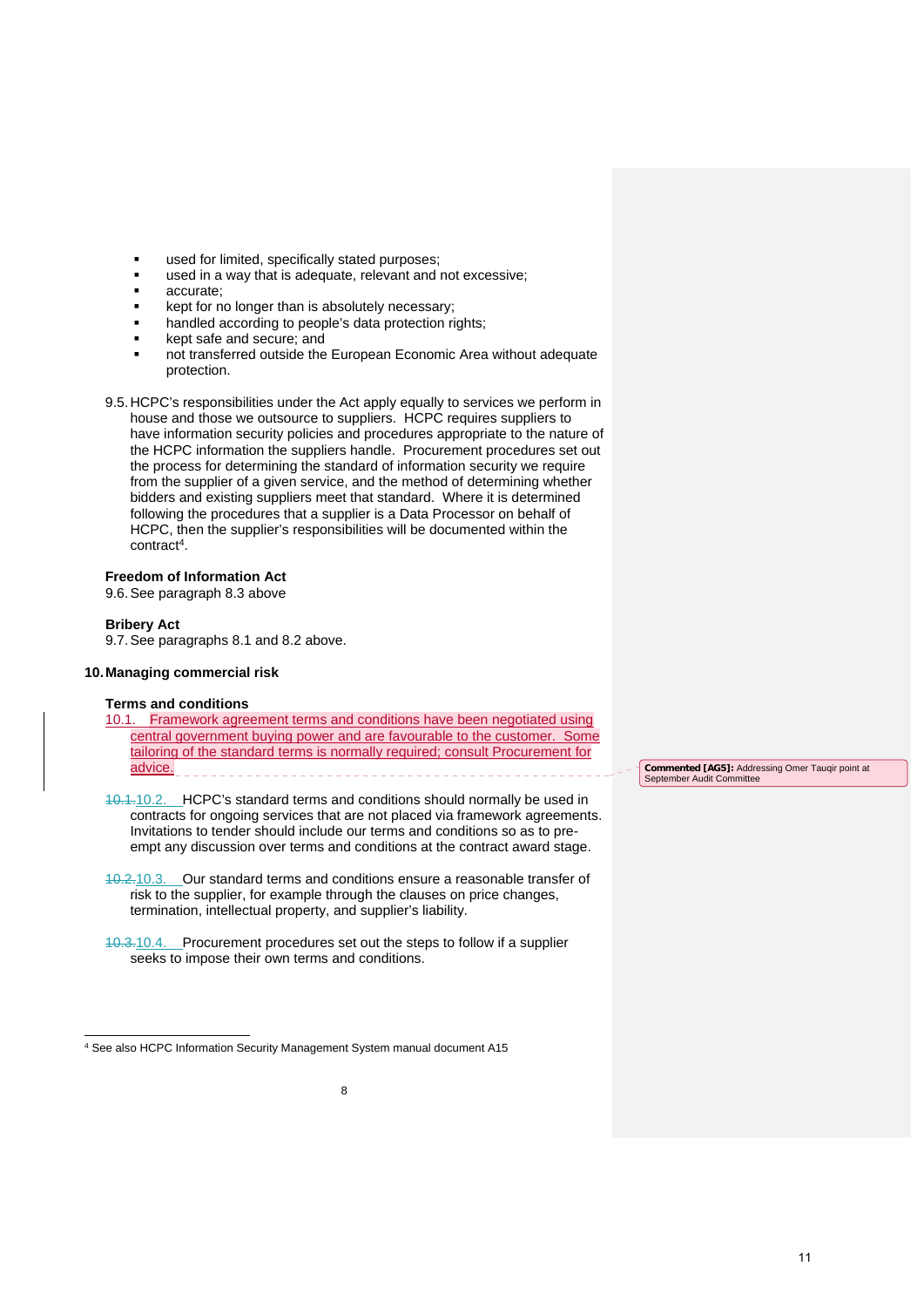- used for limited, specifically stated purposes;
- used in a way that is adequate, relevant and not excessive;
- accurate;
- kept for no longer than is absolutely necessary;
- handled according to people's data protection rights;
- kept safe and secure; and
- not transferred outside the European Economic Area without adequate protection.

9.5. HCPC's responsibilities under the Act apply equally to services we perform in house and those we outsource to suppliers. HCPC requires suppliers to have information security policies and procedures appropriate to the nature of the HCPC information the suppliers handle. Procurement procedures set out the process for determining the standard of information security we require from the supplier of a given service, and the method of determining whether bidders and existing suppliers meet that standard. Where it is determined following the procedures that a supplier is a Data Processor on behalf of HCPC, then the supplier's responsibilities will be documented within the contract[4].

**Freedom of Information Act**

9.6. See paragraph 8.3 above

**Bribery Act**

9.7. See paragraphs 8.1 and 8.2 above.

## 10. Managing commercial risk

**Terms and conditions**

10.1. Framework agreement terms and conditions have been negotiated using central government buying power and are favourable to the customer. Some tailoring of the standard terms is normally required; consult Procurement for advice.

Commented [AG5]: Addressing Omer Tauqir point at September Audit Committee

~~10.1.~~10.2. HCPC's standard terms and conditions should normally be used in contracts for ongoing services that are not placed via framework agreements. Invitations to tender should include our terms and conditions so as to pre-empt any discussion over terms and conditions at the contract award stage.

~~10.2.~~10.3. Our standard terms and conditions ensure a reasonable transfer of risk to the supplier, for example through the clauses on price changes, termination, intellectual property, and supplier's liability.

~~10.3.~~10.4. Procurement procedures set out the steps to follow if a supplier seeks to impose their own terms and conditions.

[4] See also HCPC Information Security Management System manual document A15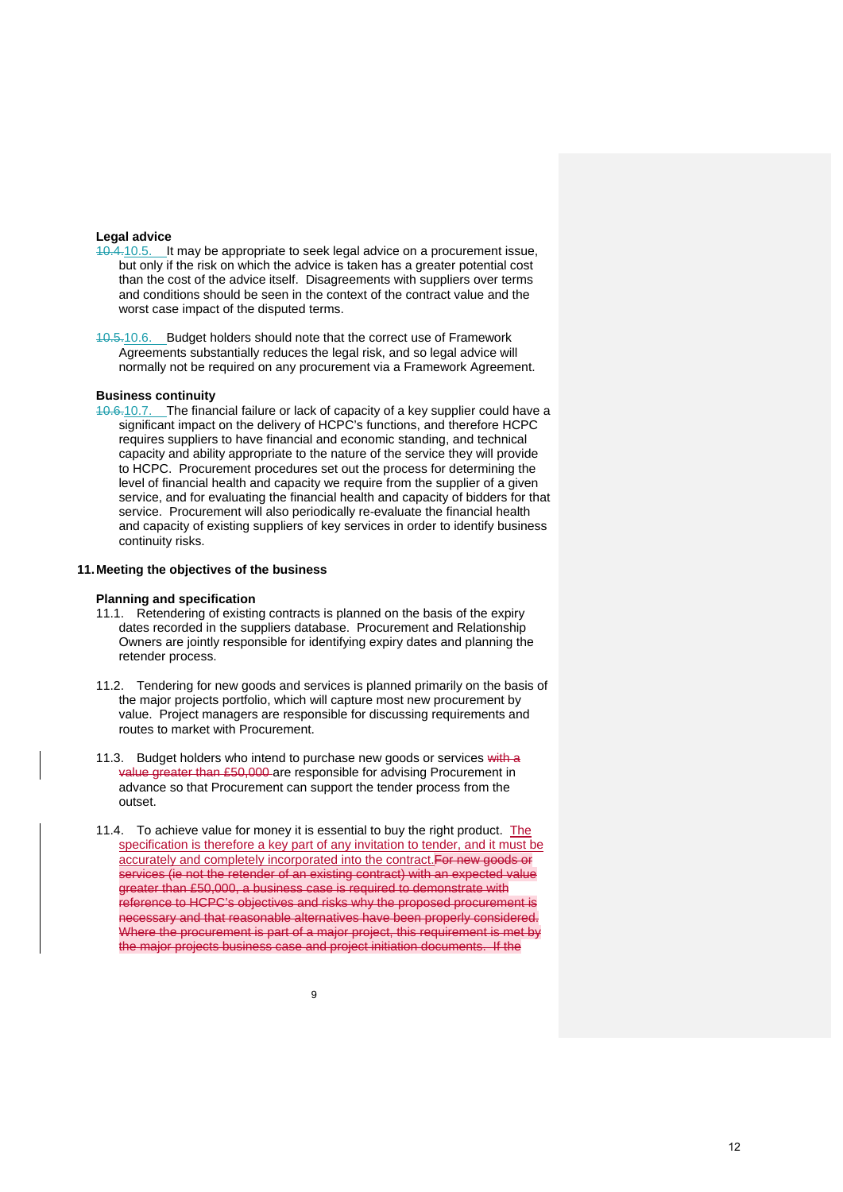**Legal advice**

~~10.4.~~10.5. It may be appropriate to seek legal advice on a procurement issue, but only if the risk on which the advice is taken has a greater potential cost than the cost of the advice itself. Disagreements with suppliers over terms and conditions should be seen in the context of the contract value and the worst case impact of the disputed terms.

~~10.5.~~10.6. Budget holders should note that the correct use of Framework Agreements substantially reduces the legal risk, and so legal advice will normally not be required on any procurement via a Framework Agreement.

**Business continuity**

~~10.6.~~10.7. The financial failure or lack of capacity of a key supplier could have a significant impact on the delivery of HCPC's functions, and therefore HCPC requires suppliers to have financial and economic standing, and technical capacity and ability appropriate to the nature of the service they will provide to HCPC. Procurement procedures set out the process for determining the level of financial health and capacity we require from the supplier of a given service, and for evaluating the financial health and capacity of bidders for that service. Procurement will also periodically re-evaluate the financial health and capacity of existing suppliers of key services in order to identify business continuity risks.

## 11. Meeting the objectives of the business

**Planning and specification**

11.1. Retendering of existing contracts is planned on the basis of the expiry dates recorded in the suppliers database. Procurement and Relationship Owners are jointly responsible for identifying expiry dates and planning the retender process.

11.2. Tendering for new goods and services is planned primarily on the basis of the major projects portfolio, which will capture most new procurement by value. Project managers are responsible for discussing requirements and routes to market with Procurement.

11.3. Budget holders who intend to purchase new goods or services ~~with a value greater than £50,000~~ are responsible for advising Procurement in advance so that Procurement can support the tender process from the outset.

11.4. To achieve value for money it is essential to buy the right product. The specification is therefore a key part of any invitation to tender, and it must be accurately and completely incorporated into the contract.~~For new goods or services (ie not the retender of an existing contract) with an expected value greater than £50,000, a business case is required to demonstrate with reference to HCPC's objectives and risks why the proposed procurement is necessary and that reasonable alternatives have been properly considered. Where the procurement is part of a major project, this requirement is met by the major projects business case and project initiation documents. If the~~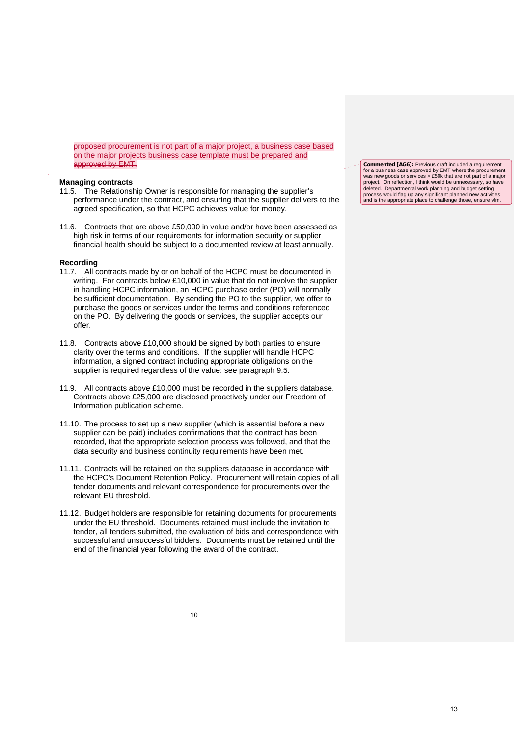~~proposed procurement is not part of a major project, a business case based on the major projects business case template must be prepared and approved by EMT.~~

**Commented [AG6]:** Previous draft included a requirement for a business case approved by EMT where the procurement was new goods or services > £50k that are not part of a major project. On reflection, I think would be unnecessary, so have deleted. Departmental work planning and budget setting process would flag up any significant planned new activities and is the appropriate place to challenge those, ensure vfm.

**Managing contracts**

11.5. The Relationship Owner is responsible for managing the supplier's performance under the contract, and ensuring that the supplier delivers to the agreed specification, so that HCPC achieves value for money.

11.6. Contracts that are above £50,000 in value and/or have been assessed as high risk in terms of our requirements for information security or supplier financial health should be subject to a documented review at least annually.

**Recording**

11.7. All contracts made by or on behalf of the HCPC must be documented in writing. For contracts below £10,000 in value that do not involve the supplier in handling HCPC information, an HCPC purchase order (PO) will normally be sufficient documentation. By sending the PO to the supplier, we offer to purchase the goods or services under the terms and conditions referenced on the PO. By delivering the goods or services, the supplier accepts our offer.

11.8. Contracts above £10,000 should be signed by both parties to ensure clarity over the terms and conditions. If the supplier will handle HCPC information, a signed contract including appropriate obligations on the supplier is required regardless of the value: see paragraph 9.5.

11.9. All contracts above £10,000 must be recorded in the suppliers database. Contracts above £25,000 are disclosed proactively under our Freedom of Information publication scheme.

11.10. The process to set up a new supplier (which is essential before a new supplier can be paid) includes confirmations that the contract has been recorded, that the appropriate selection process was followed, and that the data security and business continuity requirements have been met.

11.11. Contracts will be retained on the suppliers database in accordance with the HCPC's Document Retention Policy. Procurement will retain copies of all tender documents and relevant correspondence for procurements over the relevant EU threshold.

11.12. Budget holders are responsible for retaining documents for procurements under the EU threshold. Documents retained must include the invitation to tender, all tenders submitted, the evaluation of bids and correspondence with successful and unsuccessful bidders. Documents must be retained until the end of the financial year following the award of the contract.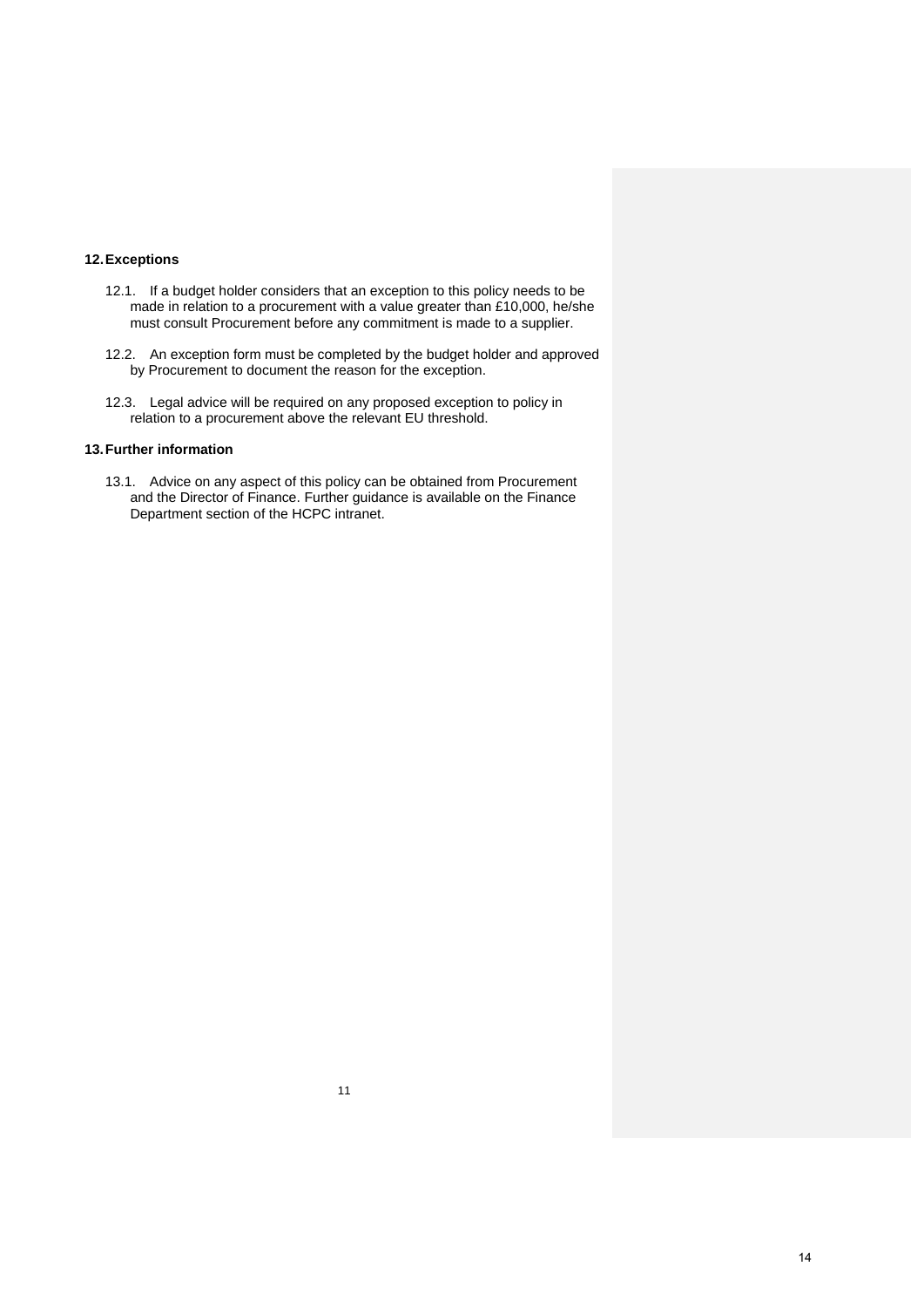## 12. Exceptions

12.1. If a budget holder considers that an exception to this policy needs to be made in relation to a procurement with a value greater than £10,000, he/she must consult Procurement before any commitment is made to a supplier.

12.2. An exception form must be completed by the budget holder and approved by Procurement to document the reason for the exception.

12.3. Legal advice will be required on any proposed exception to policy in relation to a procurement above the relevant EU threshold.

## 13. Further information

13.1. Advice on any aspect of this policy can be obtained from Procurement and the Director of Finance. Further guidance is available on the Finance Department section of the HCPC intranet.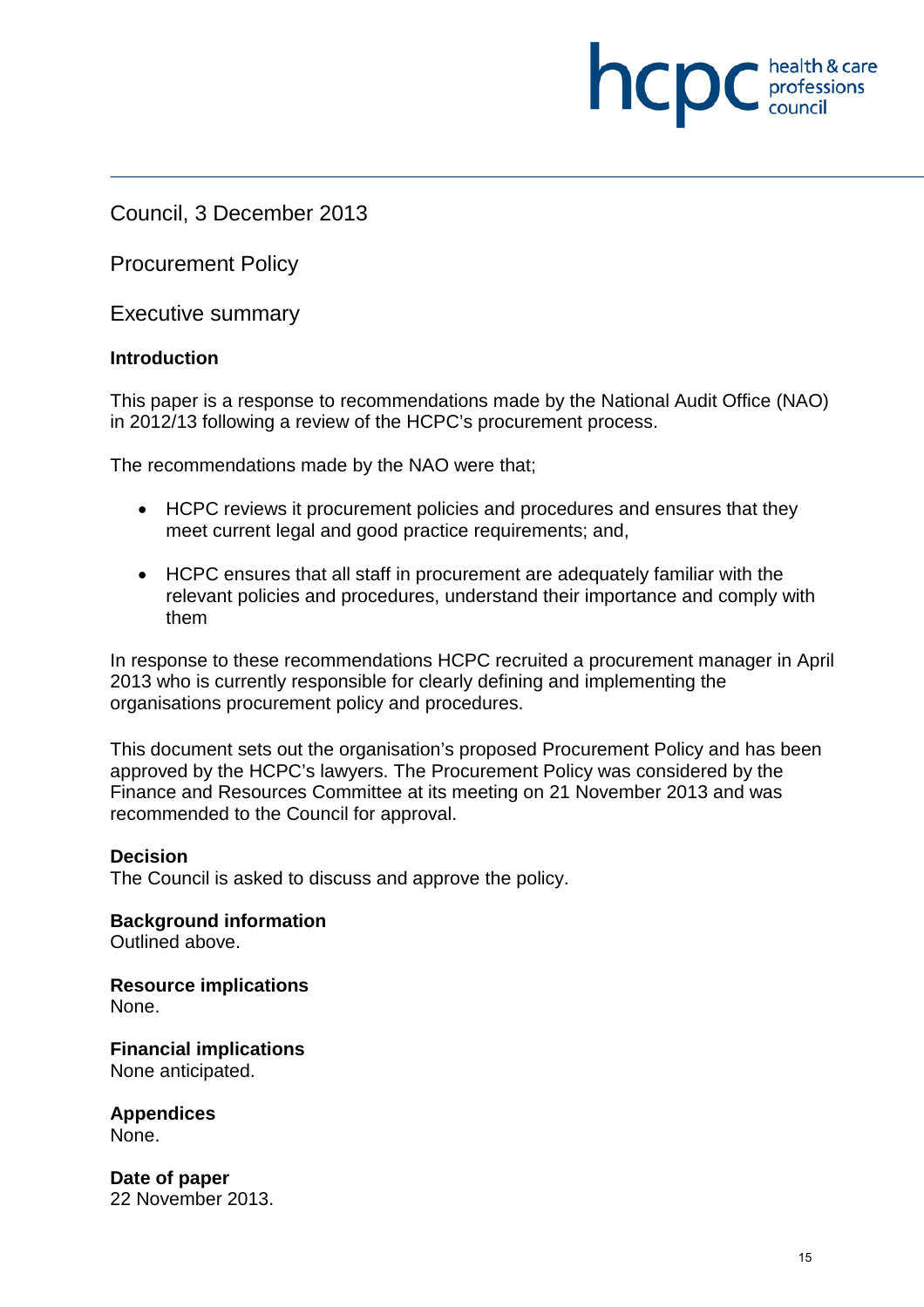Council, 3 December 2013

Procurement Policy

Executive summary

**Introduction**

This paper is a response to recommendations made by the National Audit Office (NAO) in 2012/13 following a review of the HCPC's procurement process.

The recommendations made by the NAO were that;

- HCPC reviews it procurement policies and procedures and ensures that they meet current legal and good practice requirements; and,
- HCPC ensures that all staff in procurement are adequately familiar with the relevant policies and procedures, understand their importance and comply with them

In response to these recommendations HCPC recruited a procurement manager in April 2013 who is currently responsible for clearly defining and implementing the organisations procurement policy and procedures.

This document sets out the organisation's proposed Procurement Policy and has been approved by the HCPC's lawyers. The Procurement Policy was considered by the Finance and Resources Committee at its meeting on 21 November 2013 and was recommended to the Council for approval.

**Decision**
The Council is asked to discuss and approve the policy.

**Background information**
Outlined above.

**Resource implications**
None.

**Financial implications**
None anticipated.

**Appendices**
None.

**Date of paper**
22 November 2013.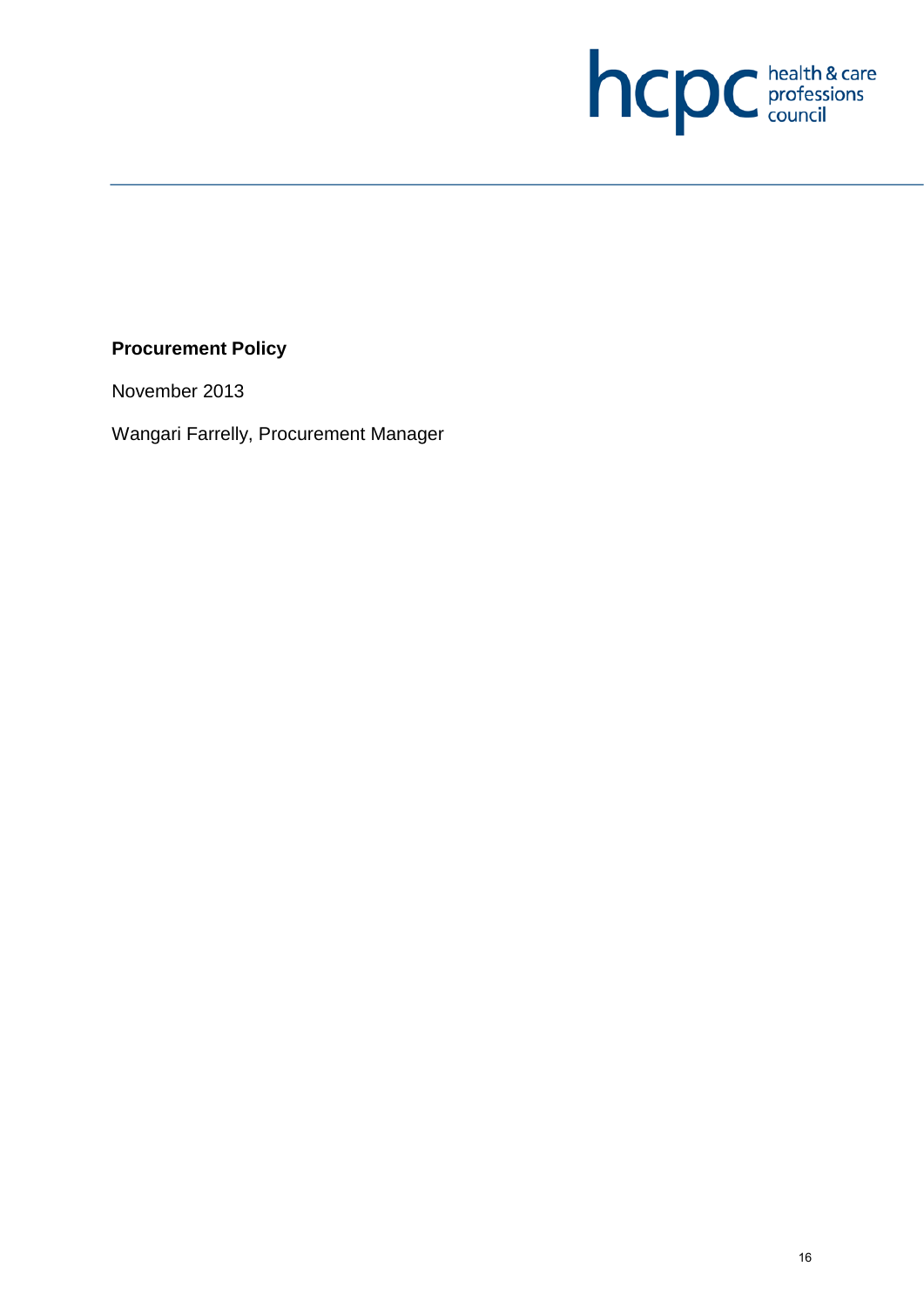**Procurement Policy**

November 2013

Wangari Farrelly, Procurement Manager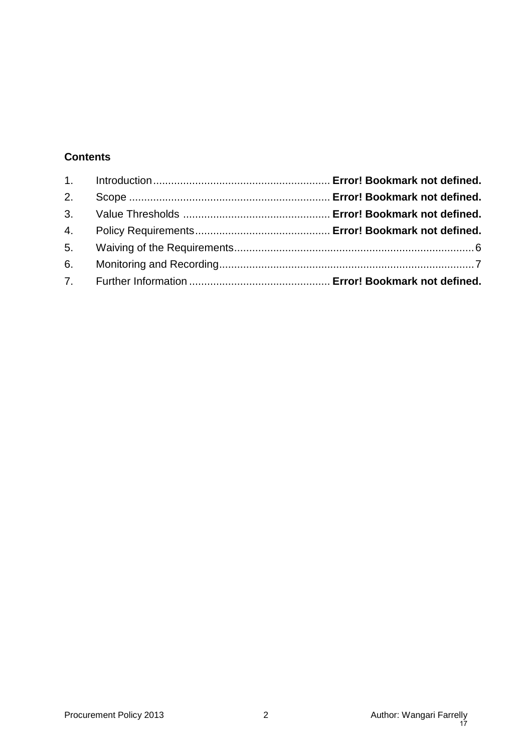**Contents**

1. Introduction........................................................... **Error! Bookmark not defined.**
2. Scope ................................................................... **Error! Bookmark not defined.**
3. Value Thresholds ................................................ **Error! Bookmark not defined.**
4. Policy Requirements............................................ **Error! Bookmark not defined.**
5. Waiving of the Requirements...............................................................................6
6. Monitoring and Recording....................................................................................7
7. Further Information .............................................. **Error! Bookmark not defined.**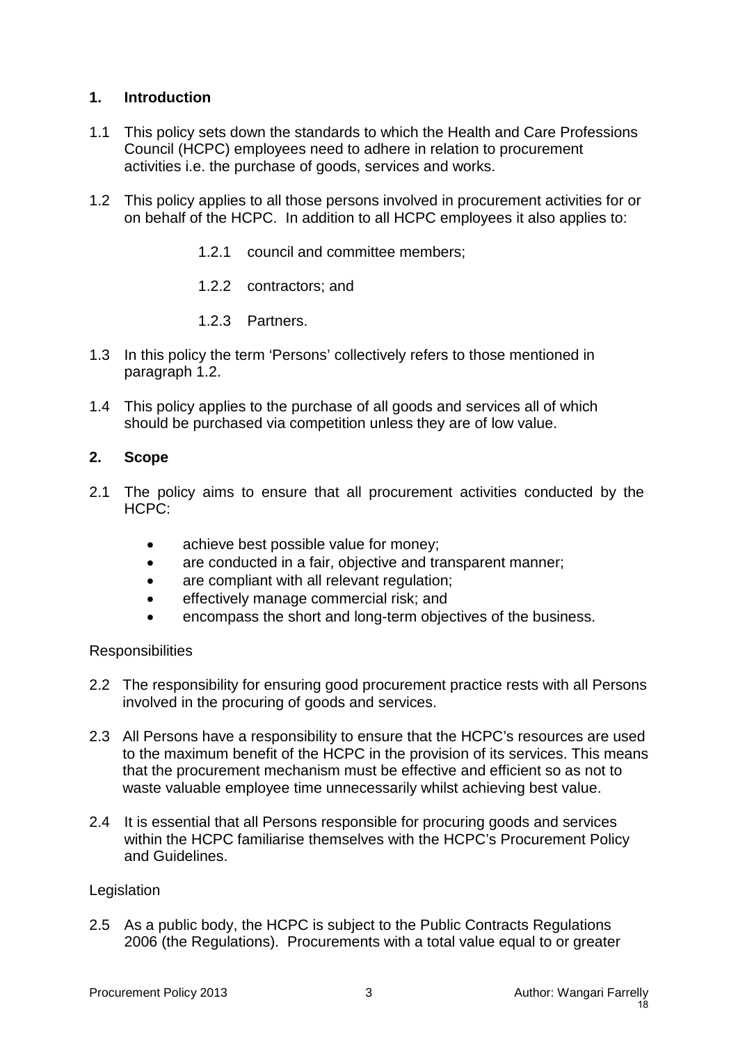## 1. Introduction

1.1 This policy sets down the standards to which the Health and Care Professions Council (HCPC) employees need to adhere in relation to procurement activities i.e. the purchase of goods, services and works.

1.2 This policy applies to all those persons involved in procurement activities for or on behalf of the HCPC. In addition to all HCPC employees it also applies to:

  1.2.1 council and committee members;

  1.2.2 contractors; and

  1.2.3 Partners.

1.3 In this policy the term 'Persons' collectively refers to those mentioned in paragraph 1.2.

1.4 This policy applies to the purchase of all goods and services all of which should be purchased via competition unless they are of low value.

## 2. Scope

2.1 The policy aims to ensure that all procurement activities conducted by the HCPC:

- achieve best possible value for money;
- are conducted in a fair, objective and transparent manner;
- are compliant with all relevant regulation;
- effectively manage commercial risk; and
- encompass the short and long-term objectives of the business.

Responsibilities

2.2 The responsibility for ensuring good procurement practice rests with all Persons involved in the procuring of goods and services.

2.3 All Persons have a responsibility to ensure that the HCPC's resources are used to the maximum benefit of the HCPC in the provision of its services. This means that the procurement mechanism must be effective and efficient so as not to waste valuable employee time unnecessarily whilst achieving best value.

2.4 It is essential that all Persons responsible for procuring goods and services within the HCPC familiarise themselves with the HCPC's Procurement Policy and Guidelines.

Legislation

2.5 As a public body, the HCPC is subject to the Public Contracts Regulations 2006 (the Regulations). Procurements with a total value equal to or greater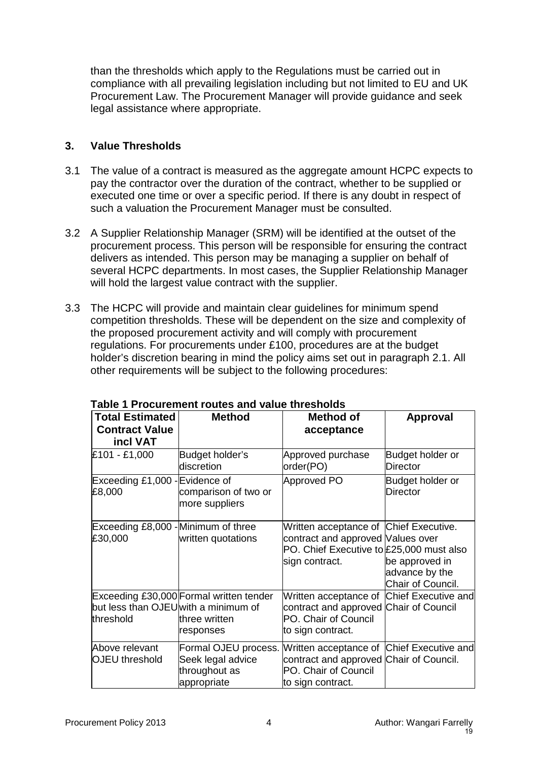than the thresholds which apply to the Regulations must be carried out in compliance with all prevailing legislation including but not limited to EU and UK Procurement Law. The Procurement Manager will provide guidance and seek legal assistance where appropriate.

## 3. Value Thresholds

3.1 The value of a contract is measured as the aggregate amount HCPC expects to pay the contractor over the duration of the contract, whether to be supplied or executed one time or over a specific period. If there is any doubt in respect of such a valuation the Procurement Manager must be consulted.

3.2 A Supplier Relationship Manager (SRM) will be identified at the outset of the procurement process. This person will be responsible for ensuring the contract delivers as intended. This person may be managing a supplier on behalf of several HCPC departments. In most cases, the Supplier Relationship Manager will hold the largest value contract with the supplier.

3.3 The HCPC will provide and maintain clear guidelines for minimum spend competition thresholds. These will be dependent on the size and complexity of the proposed procurement activity and will comply with procurement regulations. For procurements under £100, procedures are at the budget holder's discretion bearing in mind the policy aims set out in paragraph 2.1. All other requirements will be subject to the following procedures:

**Table 1 Procurement routes and value thresholds**

| Total Estimated Contract Value incl VAT | Method | Method of acceptance | Approval |
|---|---|---|---|
| £101 - £1,000 | Budget holder's discretion | Approved purchase order(PO) | Budget holder or Director |
| Exceeding £1,000 - £8,000 | Evidence of comparison of two or more suppliers | Approved PO | Budget holder or Director |
| Exceeding £8,000 - £30,000 | Minimum of three written quotations | Written acceptance of contract and approved PO. Chief Executive to sign contract. | Chief Executive. Values over £25,000 must also be approved in advance by the Chair of Council. |
| Exceeding £30,000 but less than OJEU threshold | Formal written tender with a minimum of three written responses | Written acceptance of contract and approved PO. Chair of Council to sign contract. | Chief Executive and Chair of Council |
| Above relevant OJEU threshold | Formal OJEU process. Seek legal advice throughout as appropriate | Written acceptance of contract and approved PO. Chair of Council to sign contract. | Chief Executive and Chair of Council. |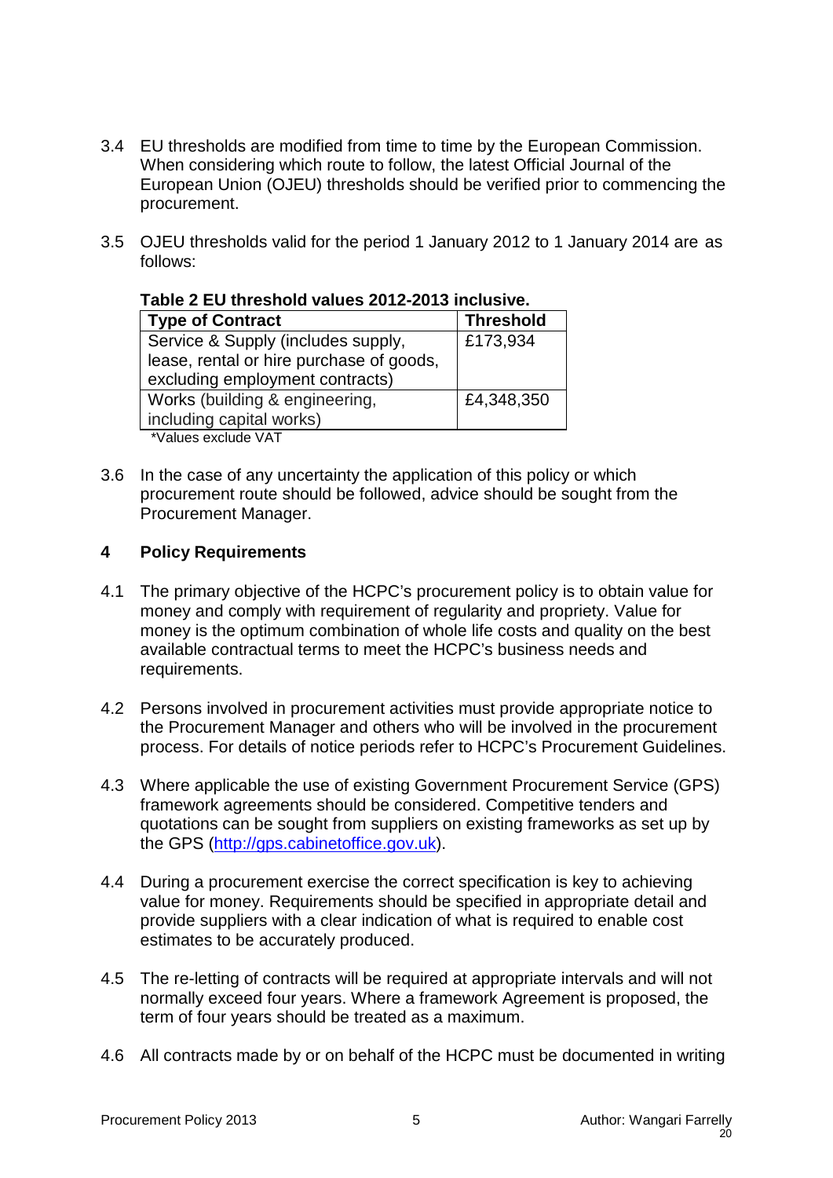3.4 EU thresholds are modified from time to time by the European Commission. When considering which route to follow, the latest Official Journal of the European Union (OJEU) thresholds should be verified prior to commencing the procurement.

3.5 OJEU thresholds valid for the period 1 January 2012 to 1 January 2014 are as follows:

**Table 2 EU threshold values 2012-2013 inclusive.**

| Type of Contract | Threshold |
|---|---|
| Service & Supply (includes supply, lease, rental or hire purchase of goods, excluding employment contracts) | £173,934 |
| Works (building & engineering, including capital works) | £4,348,350 |

*Values exclude VAT

3.6 In the case of any uncertainty the application of this policy or which procurement route should be followed, advice should be sought from the Procurement Manager.

## 4 Policy Requirements

4.1 The primary objective of the HCPC's procurement policy is to obtain value for money and comply with requirement of regularity and propriety. Value for money is the optimum combination of whole life costs and quality on the best available contractual terms to meet the HCPC's business needs and requirements.

4.2 Persons involved in procurement activities must provide appropriate notice to the Procurement Manager and others who will be involved in the procurement process. For details of notice periods refer to HCPC's Procurement Guidelines.

4.3 Where applicable the use of existing Government Procurement Service (GPS) framework agreements should be considered. Competitive tenders and quotations can be sought from suppliers on existing frameworks as set up by the GPS (http://gps.cabinetoffice.gov.uk).

4.4 During a procurement exercise the correct specification is key to achieving value for money. Requirements should be specified in appropriate detail and provide suppliers with a clear indication of what is required to enable cost estimates to be accurately produced.

4.5 The re-letting of contracts will be required at appropriate intervals and will not normally exceed four years. Where a framework Agreement is proposed, the term of four years should be treated as a maximum.

4.6 All contracts made by or on behalf of the HCPC must be documented in writing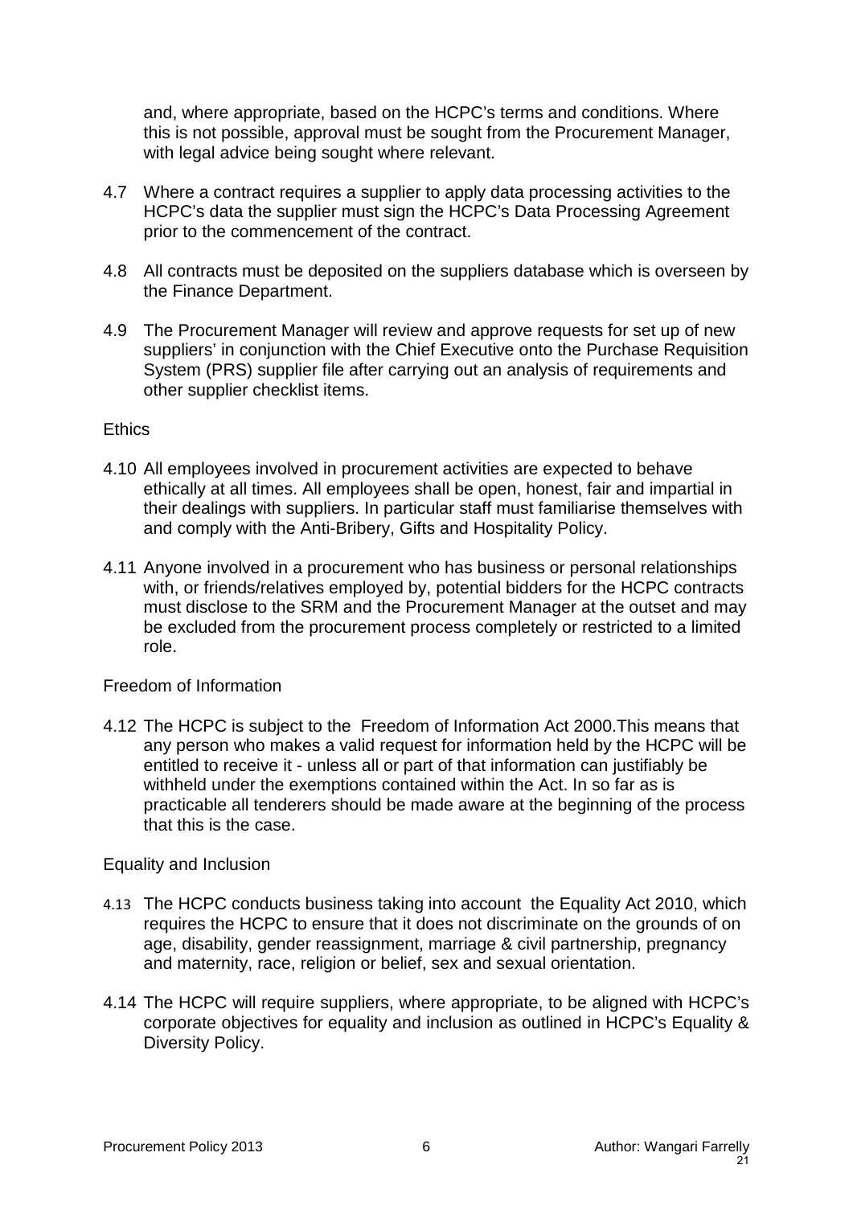and, where appropriate, based on the HCPC's terms and conditions. Where this is not possible, approval must be sought from the Procurement Manager, with legal advice being sought where relevant.

4.7 Where a contract requires a supplier to apply data processing activities to the HCPC's data the supplier must sign the HCPC's Data Processing Agreement prior to the commencement of the contract.

4.8 All contracts must be deposited on the suppliers database which is overseen by the Finance Department.

4.9 The Procurement Manager will review and approve requests for set up of new suppliers' in conjunction with the Chief Executive onto the Purchase Requisition System (PRS) supplier file after carrying out an analysis of requirements and other supplier checklist items.

Ethics

4.10 All employees involved in procurement activities are expected to behave ethically at all times. All employees shall be open, honest, fair and impartial in their dealings with suppliers. In particular staff must familiarise themselves with and comply with the Anti-Bribery, Gifts and Hospitality Policy.

4.11 Anyone involved in a procurement who has business or personal relationships with, or friends/relatives employed by, potential bidders for the HCPC contracts must disclose to the SRM and the Procurement Manager at the outset and may be excluded from the procurement process completely or restricted to a limited role.

Freedom of Information

4.12 The HCPC is subject to the Freedom of Information Act 2000.This means that any person who makes a valid request for information held by the HCPC will be entitled to receive it - unless all or part of that information can justifiably be withheld under the exemptions contained within the Act. In so far as is practicable all tenderers should be made aware at the beginning of the process that this is the case.

Equality and Inclusion

4.13 The HCPC conducts business taking into account the Equality Act 2010, which requires the HCPC to ensure that it does not discriminate on the grounds of on age, disability, gender reassignment, marriage & civil partnership, pregnancy and maternity, race, religion or belief, sex and sexual orientation.

4.14 The HCPC will require suppliers, where appropriate, to be aligned with HCPC's corporate objectives for equality and inclusion as outlined in HCPC's Equality & Diversity Policy.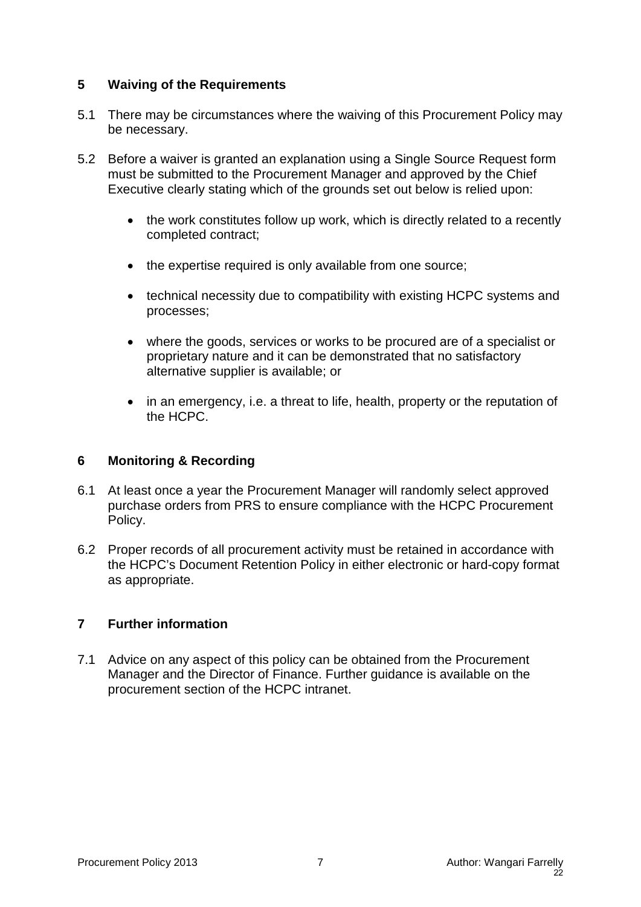## 5 Waiving of the Requirements

5.1 There may be circumstances where the waiving of this Procurement Policy may be necessary.

5.2 Before a waiver is granted an explanation using a Single Source Request form must be submitted to the Procurement Manager and approved by the Chief Executive clearly stating which of the grounds set out below is relied upon:

- the work constitutes follow up work, which is directly related to a recently completed contract;
- the expertise required is only available from one source;
- technical necessity due to compatibility with existing HCPC systems and processes;
- where the goods, services or works to be procured are of a specialist or proprietary nature and it can be demonstrated that no satisfactory alternative supplier is available; or
- in an emergency, i.e. a threat to life, health, property or the reputation of the HCPC.

## 6 Monitoring & Recording

6.1 At least once a year the Procurement Manager will randomly select approved purchase orders from PRS to ensure compliance with the HCPC Procurement Policy.

6.2 Proper records of all procurement activity must be retained in accordance with the HCPC's Document Retention Policy in either electronic or hard-copy format as appropriate.

## 7 Further information

7.1 Advice on any aspect of this policy can be obtained from the Procurement Manager and the Director of Finance. Further guidance is available on the procurement section of the HCPC intranet.